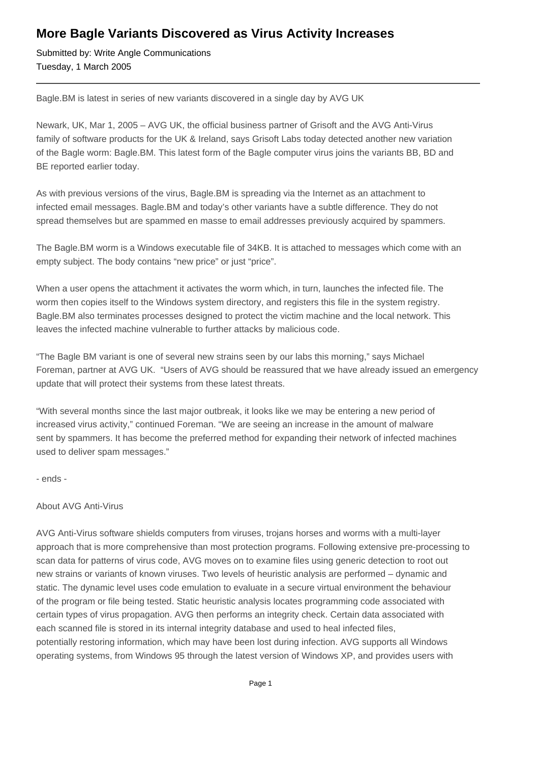# More Bagle Variants Discovered as Virus Activity Increases

Submitted by: Write Angle Communications
Tuesday, 1 March 2005

---

Bagle.BM is latest in series of new variants discovered in a single day by AVG UK

Newark, UK, Mar 1, 2005 – AVG UK, the official business partner of Grisoft and the AVG Anti-Virus family of software products for the UK & Ireland, says Grisoft Labs today detected another new variation of the Bagle worm: Bagle.BM. This latest form of the Bagle computer virus joins the variants BB, BD and BE reported earlier today.

As with previous versions of the virus, Bagle.BM is spreading via the Internet as an attachment to infected email messages. Bagle.BM and today's other variants have a subtle difference. They do not spread themselves but are spammed en masse to email addresses previously acquired by spammers.

The Bagle.BM worm is a Windows executable file of 34KB. It is attached to messages which come with an empty subject. The body contains "new price" or just "price".

When a user opens the attachment it activates the worm which, in turn, launches the infected file. The worm then copies itself to the Windows system directory, and registers this file in the system registry. Bagle.BM also terminates processes designed to protect the victim machine and the local network. This leaves the infected machine vulnerable to further attacks by malicious code.

"The Bagle BM variant is one of several new strains seen by our labs this morning," says Michael Foreman, partner at AVG UK. "Users of AVG should be reassured that we have already issued an emergency update that will protect their systems from these latest threats.

"With several months since the last major outbreak, it looks like we may be entering a new period of increased virus activity," continued Foreman. "We are seeing an increase in the amount of malware sent by spammers. It has become the preferred method for expanding their network of infected machines used to deliver spam messages."

- ends -

About AVG Anti-Virus

AVG Anti-Virus software shields computers from viruses, trojans horses and worms with a multi-layer approach that is more comprehensive than most protection programs. Following extensive pre-processing to scan data for patterns of virus code, AVG moves on to examine files using generic detection to root out new strains or variants of known viruses. Two levels of heuristic analysis are performed – dynamic and static. The dynamic level uses code emulation to evaluate in a secure virtual environment the behaviour of the program or file being tested. Static heuristic analysis locates programming code associated with certain types of virus propagation. AVG then performs an integrity check. Certain data associated with each scanned file is stored in its internal integrity database and used to heal infected files, potentially restoring information, which may have been lost during infection. AVG supports all Windows operating systems, from Windows 95 through the latest version of Windows XP, and provides users with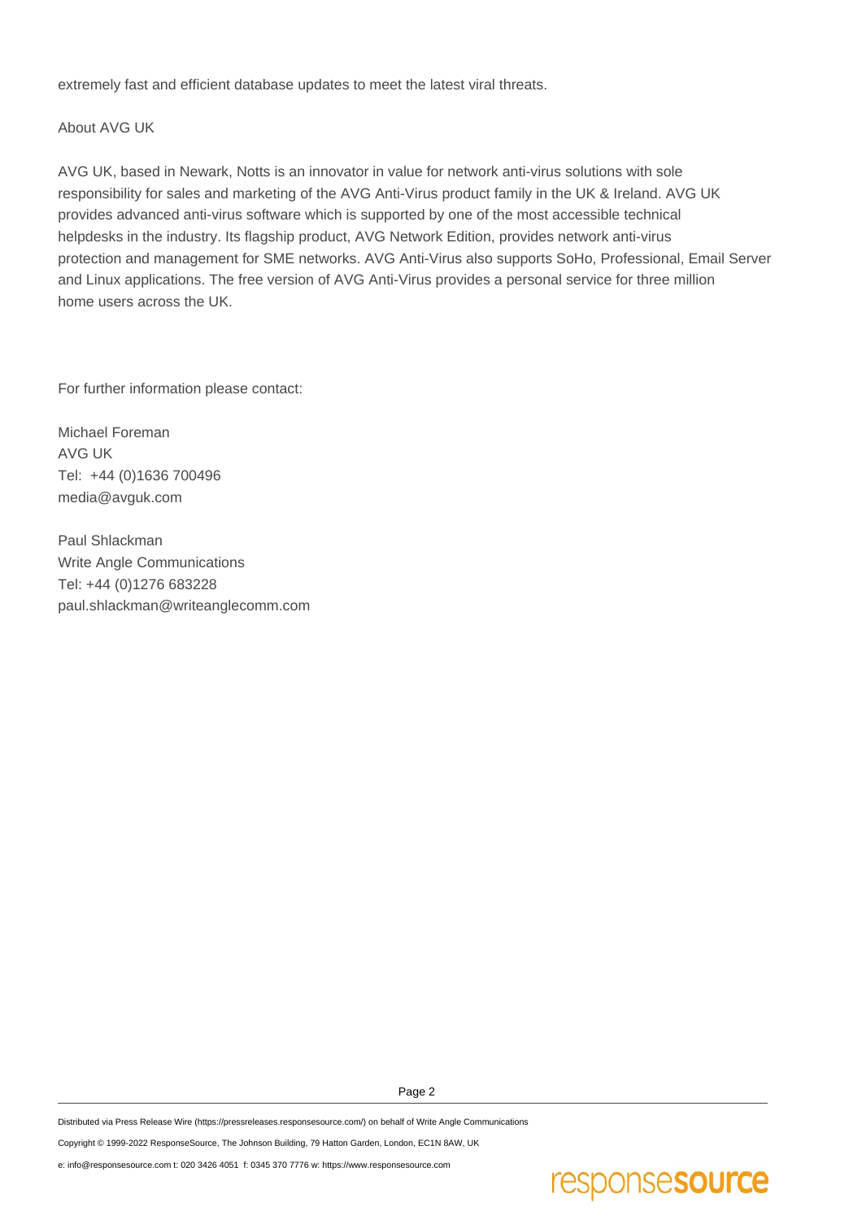extremely fast and efficient database updates to meet the latest viral threats.

About AVG UK

AVG UK, based in Newark, Notts is an innovator in value for network anti-virus solutions with sole responsibility for sales and marketing of the AVG Anti-Virus product family in the UK & Ireland. AVG UK provides advanced anti-virus software which is supported by one of the most accessible technical helpdesks in the industry. Its flagship product, AVG Network Edition, provides network anti-virus protection and management for SME networks. AVG Anti-Virus also supports SoHo, Professional, Email Server and Linux applications. The free version of AVG Anti-Virus provides a personal service for three million home users across the UK.

For further information please contact:

Michael Foreman
AVG UK
Tel: +44 (0)1636 700496
media@avguk.com

Paul Shlackman
Write Angle Communications
Tel: +44 (0)1276 683228
paul.shlackman@writeanglecomm.com

Distributed via Press Release Wire (https://pressreleases.responsesource.com/) on behalf of Write Angle Communications

Copyright © 1999-2022 ResponseSource, The Johnson Building, 79 Hatton Garden, London, EC1N 8AW, UK

e: info@responsesource.com t: 020 3426 4051 f: 0345 370 7776 w: https://www.responsesource.com